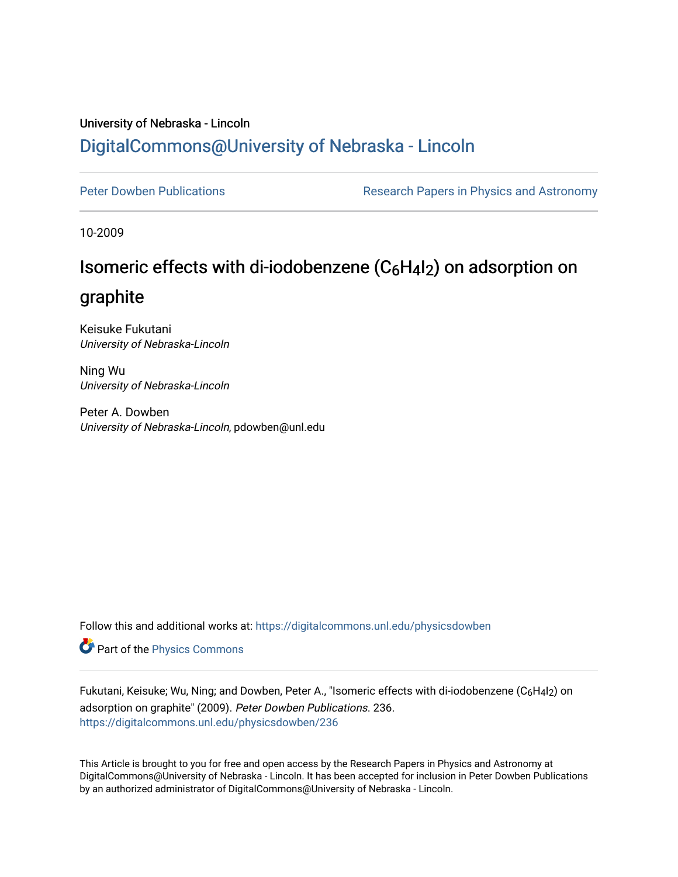University of Nebraska - Lincoln

## DigitalCommons@University of Nebraska - Lincoln

Peter Dowben Publications | Research Papers in Physics and Astronomy

10-2009

# Isomeric effects with di-iodobenzene ($C_6H_4I_2$) on adsorption on graphite

Keisuke Fukutani
*University of Nebraska-Lincoln*

Ning Wu
*University of Nebraska-Lincoln*

Peter A. Dowben
*University of Nebraska-Lincoln*, pdowben@unl.edu

Follow this and additional works at: https://digitalcommons.unl.edu/physicsdowben

Part of the Physics Commons

Fukutani, Keisuke; Wu, Ning; and Dowben, Peter A., "Isomeric effects with di-iodobenzene ($C_6H_4I_2$) on adsorption on graphite" (2009). *Peter Dowben Publications*. 236.
https://digitalcommons.unl.edu/physicsdowben/236

This Article is brought to you for free and open access by the Research Papers in Physics and Astronomy at DigitalCommons@University of Nebraska - Lincoln. It has been accepted for inclusion in Peter Dowben Publications by an authorized administrator of DigitalCommons@University of Nebraska - Lincoln.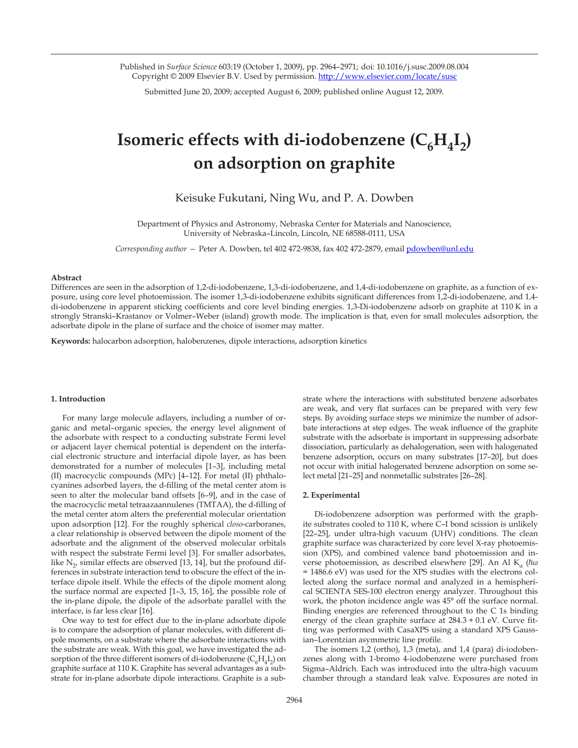Published in *Surface Science* 603:19 (October 1, 2009), pp. 2964–2971; doi: 10.1016/j.susc.2009.08.004
Copyright © 2009 Elsevier B.V. Used by permission. http://www.elsevier.com/locate/susc

Submitted June 20, 2009; accepted August 6, 2009; published online August 12, 2009.

# Isomeric effects with di-iodobenzene ($C_6H_4I_2$) on adsorption on graphite

Keisuke Fukutani, Ning Wu, and P. A. Dowben

Department of Physics and Astronomy, Nebraska Center for Materials and Nanoscience, University of Nebraska–Lincoln, Lincoln, NE 68588-0111, USA

*Corresponding author* — Peter A. Dowben, tel 402 472-9838, fax 402 472-2879, email pdowben@unl.edu

**Abstract**

Differences are seen in the adsorption of 1,2-di-iodobenzene, 1,3-di-iodobenzene, and 1,4-di-iodobenzene on graphite, as a function of exposure, using core level photoemission. The isomer 1,3-di-iodobenzene exhibits significant differences from 1,2-di-iodobenzene, and 1,4-di-iodobenzene in apparent sticking coefficients and core level binding energies. 1,3-Di-iodobenzene adsorb on graphite at 110 K in a strongly Stranski–Krastanov or Volmer–Weber (island) growth mode. The implication is that, even for small molecules adsorption, the adsorbate dipole in the plane of surface and the choice of isomer may matter.

**Keywords:** halocarbon adsorption, halobenzenes, dipole interactions, adsorption kinetics

## 1. Introduction

For many large molecule adlayers, including a number of organic and metal–organic species, the energy level alignment of the adsorbate with respect to a conducting substrate Fermi level or adjacent layer chemical potential is dependent on the interfacial electronic structure and interfacial dipole layer, as has been demonstrated for a number of molecules [1–3], including metal (II) macrocyclic compounds (MPc) [4–12]. For metal (II) phthalocyanines adsorbed layers, the d-filling of the metal center atom is seen to alter the molecular band offsets [6–9], and in the case of the macrocyclic metal tetraazaannulenes (TMTAA), the d-filling of the metal center atom alters the preferential molecular orientation upon adsorption [12]. For the roughly spherical *closo*-carboranes, a clear relationship is observed between the dipole moment of the adsorbate and the alignment of the observed molecular orbitals with respect the substrate Fermi level [3]. For smaller adsorbates, like $N_2$, similar effects are observed [13, 14], but the profound differences in substrate interaction tend to obscure the effect of the interface dipole itself. While the effects of the dipole moment along the surface normal are expected [1–3, 15, 16], the possible role of the in-plane dipole, the dipole of the adsorbate parallel with the interface, is far less clear [16].

One way to test for effect due to the in-plane adsorbate dipole is to compare the adsorption of planar molecules, with different dipole moments, on a substrate where the adsorbate interactions with the substrate are weak. With this goal, we have investigated the adsorption of the three different isomers of di-iodobenzene ($C_6H_4I_2$) on graphite surface at 110 K. Graphite has several advantages as a substrate for in-plane adsorbate dipole interactions. Graphite is a substrate where the interactions with substituted benzene adsorbates are weak, and very flat surfaces can be prepared with very few steps. By avoiding surface steps we minimize the number of adsorbate interactions at step edges. The weak influence of the graphite substrate with the adsorbate is important in suppressing adsorbate dissociation, particularly as dehalogenation, seen with halogenated benzene adsorption, occurs on many substrates [17–20], but does not occur with initial halogenated benzene adsorption on some select metal [21–25] and nonmetallic substrates [26–28].

## 2. Experimental

Di-iodobenzene adsorption was performed with the graphite substrates cooled to 110 K, where C–I bond scission is unlikely [22–25], under ultra-high vacuum (UHV) conditions. The clean graphite surface was characterized by core level X-ray photoemission (XPS), and combined valence band photoemission and inverse photoemission, as described elsewhere [29]. An Al $K_\alpha$ ($\hbar\omega$ = 1486.6 eV) was used for the XPS studies with the electrons collected along the surface normal and analyzed in a hemispherical SCIENTA SES-100 electron energy analyzer. Throughout this work, the photon incidence angle was 45° off the surface normal. Binding energies are referenced throughout to the C 1s binding energy of the clean graphite surface at 284.3 + 0.1 eV. Curve fitting was performed with CasaXPS using a standard XPS Gaussian–Lorentzian asymmetric line profile.

The isomers 1,2 (ortho), 1,3 (meta), and 1,4 (para) di-iodobenzenes along with 1-bromo 4-iodobenzene were purchased from Sigma–Aldrich. Each was introduced into the ultra-high vacuum chamber through a standard leak valve. Exposures are noted in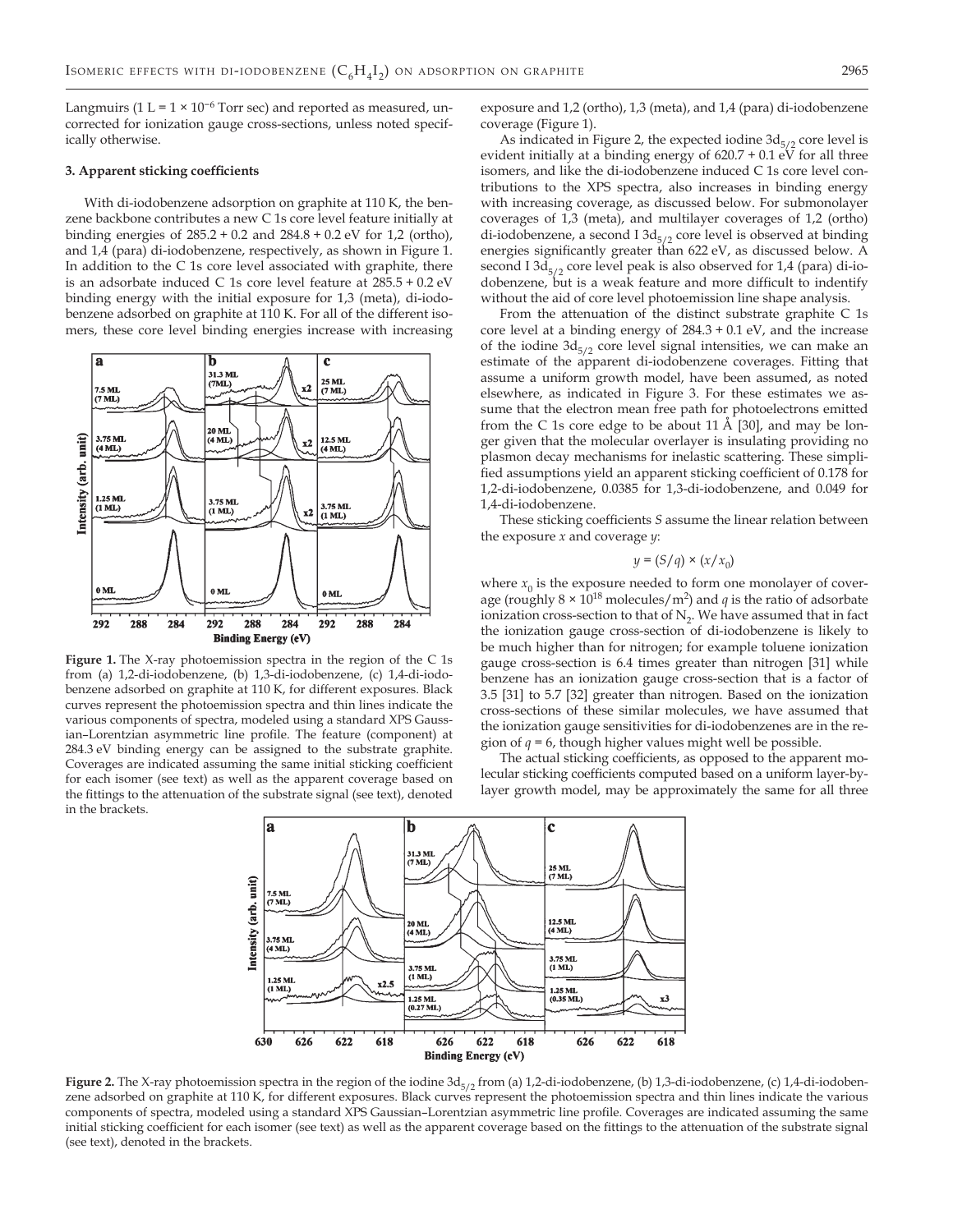Langmuirs (1 L = 1 × $10^{-6}$ Torr sec) and reported as measured, uncorrected for ionization gauge cross-sections, unless noted specifically otherwise.

### 3. Apparent sticking coefficients

With di-iodobenzene adsorption on graphite at 110 K, the benzene backbone contributes a new C 1s core level feature initially at binding energies of 285.2 + 0.2 and 284.8 + 0.2 eV for 1,2 (ortho), and 1,4 (para) di-iodobenzene, respectively, as shown in Figure 1. In addition to the C 1s core level associated with graphite, there is an adsorbate induced C 1s core level feature at 285.5 + 0.2 eV binding energy with the initial exposure for 1,3 (meta), di-iodobenzene adsorbed on graphite at 110 K. For all of the different isomers, these core level binding energies increase with increasing exposure and 1,2 (ortho), 1,3 (meta), and 1,4 (para) di-iodobenzene coverage (Figure 1).

**Figure 1.** The X-ray photoemission spectra in the region of the C 1s from (a) 1,2-di-iodobenzene, (b) 1,3-di-iodobenzene, (c) 1,4-di-iodobenzene adsorbed on graphite at 110 K, for different exposures. Black curves represent the photoemission spectra and thin lines indicate the various components of spectra, modeled using a standard XPS Gaussian–Lorentzian asymmetric line profile. The feature (component) at 284.3 eV binding energy can be assigned to the substrate graphite. Coverages are indicated assuming the same initial sticking coefficient for each isomer (see text) as well as the apparent coverage based on the fittings to the attenuation of the substrate signal (see text), denoted in the brackets.

As indicated in Figure 2, the expected iodine $3d_{5/2}$ core level is evident initially at a binding energy of 620.7 + 0.1 eV for all three isomers, and like the di-iodobenzene induced C 1s core level contributions to the XPS spectra, also increases in binding energy with increasing coverage, as discussed below. For submonolayer coverages of 1,3 (meta), and multilayer coverages of 1,2 (ortho) di-iodobenzene, a second I $3d_{5/2}$ core level is observed at binding energies significantly greater than 622 eV, as discussed below. A second I $3d_{5/2}$ core level peak is also observed for 1,4 (para) di-iodobenzene, but is a weak feature and more difficult to indentify without the aid of core level photoemission line shape analysis.

From the attenuation of the distinct substrate graphite C 1s core level at a binding energy of 284.3 + 0.1 eV, and the increase of the iodine $3d_{5/2}$ core level signal intensities, we can make an estimate of the apparent di-iodobenzene coverages. Fitting that assume a uniform growth model, have been assumed, as noted elsewhere, as indicated in Figure 3. For these estimates we assume that the electron mean free path for photoelectrons emitted from the C 1s core edge to be about 11 Å [30], and may be longer given that the molecular overlayer is insulating providing no plasmon decay mechanisms for inelastic scattering. These simplified assumptions yield an apparent sticking coefficient of 0.178 for 1,2-di-iodobenzene, 0.0385 for 1,3-di-iodobenzene, and 0.049 for 1,4-di-iodobenzene.

These sticking coefficients *S* assume the linear relation between the exposure *x* and coverage *y*:

$$y = (S/q) \times (x/x_0)$$

where $x_0$ is the exposure needed to form one monolayer of coverage (roughly 8 × $10^{18}$ molecules/$m^2$) and *q* is the ratio of adsorbate ionization cross-section to that of $N_2$. We have assumed that in fact the ionization gauge cross-section of di-iodobenzene is likely to be much higher than for nitrogen; for example toluene ionization gauge cross-section is 6.4 times greater than nitrogen [31] while benzene has an ionization gauge cross-section that is a factor of 3.5 [31] to 5.7 [32] greater than nitrogen. Based on the ionization cross-sections of these similar molecules, we have assumed that the ionization gauge sensitivities for di-iodobenzenes are in the region of $q$ = 6, though higher values might well be possible.

The actual sticking coefficients, as opposed to the apparent molecular sticking coefficients computed based on a uniform layer-by-layer growth model, may be approximately the same for all three

**Figure 2.** The X-ray photoemission spectra in the region of the iodine $3d_{5/2}$ from (a) 1,2-di-iodobenzene, (b) 1,3-di-iodobenzene, (c) 1,4-di-iodobenzene adsorbed on graphite at 110 K, for different exposures. Black curves represent the photoemission spectra and thin lines indicate the various components of spectra, modeled using a standard XPS Gaussian–Lorentzian asymmetric line profile. Coverages are indicated assuming the same initial sticking coefficient for each isomer (see text) as well as the apparent coverage based on the fittings to the attenuation of the substrate signal (see text), denoted in the brackets.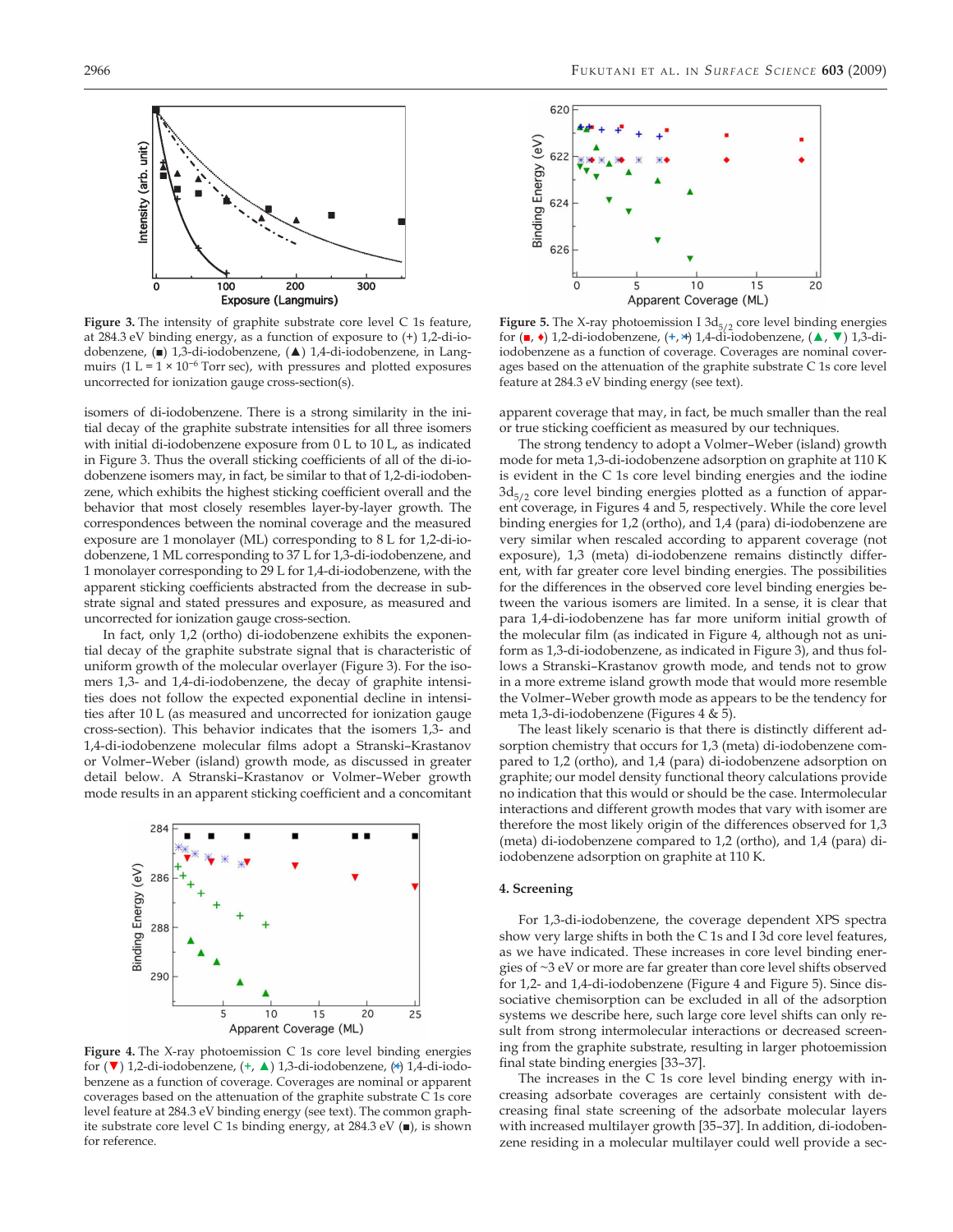**Figure 3.** The intensity of graphite substrate core level C 1s feature, at 284.3 eV binding energy, as a function of exposure to (+) 1,2-di-iodobenzene, (■) 1,3-di-iodobenzene, (▲) 1,4-di-iodobenzene, in Langmuirs (1 L = 1 × $10^{-6}$ Torr sec), with pressures and plotted exposures uncorrected for ionization gauge cross-section(s).

**Figure 5.** The X-ray photoemission I $3d_{5/2}$ core level binding energies for (■, ♦) 1,2-di-iodobenzene, (+, ✳) 1,4-di-iodobenzene, (▲, ▼) 1,3-di-iodobenzene as a function of coverage. Coverages are nominal coverages based on the attenuation of the graphite substrate C 1s core level feature at 284.3 eV binding energy (see text).

isomers of di-iodobenzene. There is a strong similarity in the initial decay of the graphite substrate intensities for all three isomers with initial di-iodobenzene exposure from 0 L to 10 L, as indicated in Figure 3. Thus the overall sticking coefficients of all of the di-iodobenzene isomers may, in fact, be similar to that of 1,2-di-iodobenzene, which exhibits the highest sticking coefficient overall and the behavior that most closely resembles layer-by-layer growth. The correspondences between the nominal coverage and the measured exposure are 1 monolayer (ML) corresponding to 8 L for 1,2-di-iodobenzene, 1 ML corresponding to 37 L for 1,3-di-iodobenzene, and 1 monolayer corresponding to 29 L for 1,4-di-iodobenzene, with the apparent sticking coefficients abstracted from the decrease in substrate signal and stated pressures and exposure, as measured and uncorrected for ionization gauge cross-section.

In fact, only 1,2 (ortho) di-iodobenzene exhibits the exponential decay of the graphite substrate signal that is characteristic of uniform growth of the molecular overlayer (Figure 3). For the isomers 1,3- and 1,4-di-iodobenzene, the decay of graphite intensities does not follow the expected exponential decline in intensities after 10 L (as measured and uncorrected for ionization gauge cross-section). This behavior indicates that the isomers 1,3- and 1,4-di-iodobenzene molecular films adopt a Stranski–Krastanov or Volmer–Weber (island) growth mode, as discussed in greater detail below. A Stranski–Krastanov or Volmer–Weber growth mode results in an apparent sticking coefficient and a concomitant apparent coverage that may, in fact, be much smaller than the real or true sticking coefficient as measured by our techniques.

**Figure 4.** The X-ray photoemission C 1s core level binding energies for (▼) 1,2-di-iodobenzene, (+, ▲) 1,3-di-iodobenzene, (✳) 1,4-di-iodobenzene as a function of coverage. Coverages are nominal or apparent coverages based on the attenuation of the graphite substrate C 1s core level feature at 284.3 eV binding energy (see text). The common graphite substrate core level C 1s binding energy, at 284.3 eV (■), is shown for reference.

The strong tendency to adopt a Volmer–Weber (island) growth mode for meta 1,3-di-iodobenzene adsorption on graphite at 110 K is evident in the C 1s core level binding energies and the iodine $3d_{5/2}$ core level binding energies plotted as a function of apparent coverage, in Figures 4 and 5, respectively. While the core level binding energies for 1,2 (ortho), and 1,4 (para) di-iodobenzene are very similar when rescaled according to apparent coverage (not exposure), 1,3 (meta) di-iodobenzene remains distinctly different, with far greater core level binding energies. The possibilities for the differences in the observed core level binding energies between the various isomers are limited. In a sense, it is clear that para 1,4-di-iodobenzene has far more uniform initial growth of the molecular film (as indicated in Figure 4, although not as uniform as 1,3-di-iodobenzene, as indicated in Figure 3), and thus follows a Stranski–Krastanov growth mode, and tends not to grow in a more extreme island growth mode that would more resemble the Volmer–Weber growth mode as appears to be the tendency for meta 1,3-di-iodobenzene (Figures 4 & 5).

The least likely scenario is that there is distinctly different adsorption chemistry that occurs for 1,3 (meta) di-iodobenzene compared to 1,2 (ortho), and 1,4 (para) di-iodobenzene adsorption on graphite; our model density functional theory calculations provide no indication that this would or should be the case. Intermolecular interactions and different growth modes that vary with isomer are therefore the most likely origin of the differences observed for 1,3 (meta) di-iodobenzene compared to 1,2 (ortho), and 1,4 (para) di-iodobenzene adsorption on graphite at 110 K.

## 4. Screening

For 1,3-di-iodobenzene, the coverage dependent XPS spectra show very large shifts in both the C 1s and I 3d core level features, as we have indicated. These increases in core level binding energies of ~3 eV or more are far greater than core level shifts observed for 1,2- and 1,4-di-iodobenzene (Figure 4 and Figure 5). Since dissociative chemisorption can be excluded in all of the adsorption systems we describe here, such large core level shifts can only result from strong intermolecular interactions or decreased screening from the graphite substrate, resulting in larger photoemission final state binding energies [33–37].

The increases in the C 1s core level binding energy with increasing adsorbate coverages are certainly consistent with decreasing final state screening of the adsorbate molecular layers with increased multilayer growth [35–37]. In addition, di-iodobenzene residing in a molecular multilayer could well provide a sec-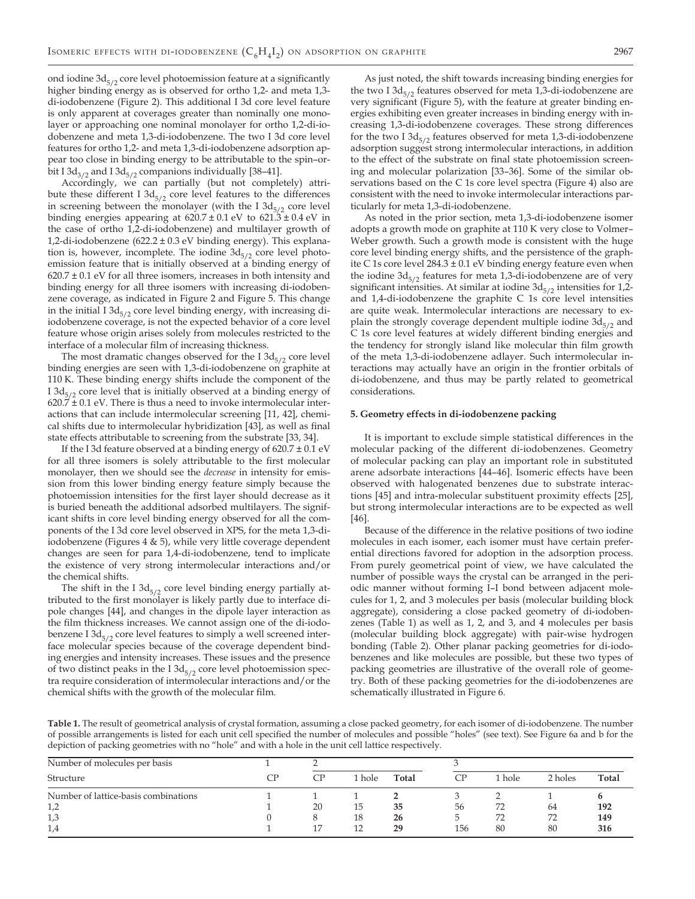ond iodine $3d_{5/2}$ core level photoemission feature at a significantly higher binding energy as is observed for ortho 1,2- and meta 1,3-di-iodobenzene (Figure 2). This additional I 3d core level feature is only apparent at coverages greater than nominally one monolayer or approaching one nominal monolayer for ortho 1,2-di-iodobenzene and meta 1,3-di-iodobenzene. The two I 3d core level features for ortho 1,2- and meta 1,3-di-iodobenzene adsorption appear too close in binding energy to be attributable to the spin–orbit I $3d_{3/2}$ and I $3d_{5/2}$ companions individually [38–41].

Accordingly, we can partially (but not completely) attribute these different I $3d_{5/2}$ core level features to the differences in screening between the monolayer (with the I $3d_{5/2}$ core level binding energies appearing at $620.7 \pm 0.1$ eV to $621.3 \pm 0.4$ eV in the case of ortho 1,2-di-iodobenzene) and multilayer growth of 1,2-di-iodobenzene ($622.2 \pm 0.3$ eV binding energy). This explanation is, however, incomplete. The iodine $3d_{5/2}$ core level photoemission feature that is initially observed at a binding energy of $620.7 \pm 0.1$ eV for all three isomers, increases in both intensity and binding energy for all three isomers with increasing di-iodobenzene coverage, as indicated in Figure 2 and Figure 5. This change in the initial I $3d_{5/2}$ core level binding energy, with increasing di-iodobenzene coverage, is not the expected behavior of a core level feature whose origin arises solely from molecules restricted to the interface of a molecular film of increasing thickness.

The most dramatic changes observed for the I $3d_{5/2}$ core level binding energies are seen with 1,3-di-iodobenzene on graphite at 110 K. These binding energy shifts include the component of the I $3d_{5/2}$ core level that is initially observed at a binding energy of $620.7 \pm 0.1$ eV. There is thus a need to invoke intermolecular interactions that can include intermolecular screening [11, 42], chemical shifts due to intermolecular hybridization [43], as well as final state effects attributable to screening from the substrate [33, 34].

If the I 3d feature observed at a binding energy of $620.7 \pm 0.1$ eV for all three isomers is solely attributable to the first molecular monolayer, then we should see the *decrease* in intensity for emission from this lower binding energy feature simply because the photoemission intensities for the first layer should decrease as it is buried beneath the additional adsorbed multilayers. The significant shifts in core level binding energy observed for all the components of the I 3d core level observed in XPS, for the meta 1,3-di-iodobenzene (Figures 4 & 5), while very little coverage dependent changes are seen for para 1,4-di-iodobenzene, tend to implicate the existence of very strong intermolecular interactions and/or the chemical shifts.

The shift in the I $3d_{5/2}$ core level binding energy partially attributed to the first monolayer is likely partly due to interface dipole changes [44], and changes in the dipole layer interaction as the film thickness increases. We cannot assign one of the di-iodobenzene I $3d_{5/2}$ core level features to simply a well screened interface molecular species because of the coverage dependent binding energies and intensity increases. These issues and the presence of two distinct peaks in the I $3d_{5/2}$ core level photoemission spectra require consideration of intermolecular interactions and/or the chemical shifts with the growth of the molecular film.

As just noted, the shift towards increasing binding energies for the two I $3d_{5/2}$ features observed for meta 1,3-di-iodobenzene are very significant (Figure 5), with the feature at greater binding energies exhibiting even greater increases in binding energy with increasing 1,3-di-iodobenzene coverages. These strong differences for the two I $3d_{5/2}$ features observed for meta 1,3-di-iodobenzene adsorption suggest strong intermolecular interactions, in addition to the effect of the substrate on final state photoemission screening and molecular polarization [33–36]. Some of the similar observations based on the C 1s core level spectra (Figure 4) also are consistent with the need to invoke intermolecular interactions particularly for meta 1,3-di-iodobenzene.

As noted in the prior section, meta 1,3-di-iodobenzene isomer adopts a growth mode on graphite at 110 K very close to Volmer–Weber growth. Such a growth mode is consistent with the huge core level binding energy shifts, and the persistence of the graphite C 1s core level $284.3 \pm 0.1$ eV binding energy feature even when the iodine $3d_{5/2}$ features for meta 1,3-di-iodobenzene are of very significant intensities. At similar at iodine $3d_{5/2}$ intensities for 1,2- and 1,4-di-iodobenzene the graphite C 1s core level intensities are quite weak. Intermolecular interactions are necessary to explain the strongly coverage dependent multiple iodine $3d_{5/2}$ and C 1s core level features at widely different binding energies and the tendency for strongly island like molecular thin film growth of the meta 1,3-di-iodobenzene adlayer. Such intermolecular interactions may actually have an origin in the frontier orbitals of di-iodobenzene, and thus may be partly related to geometrical considerations.

## 5. Geometry effects in di-iodobenzene packing

It is important to exclude simple statistical differences in the molecular packing of the different di-iodobenzenes. Geometry of molecular packing can play an important role in substituted arene adsorbate interactions [44–46]. Isomeric effects have been observed with halogenated benzenes due to substrate interactions [45] and intra-molecular substituent proximity effects [25], but strong intermolecular interactions are to be expected as well [46].

Because of the difference in the relative positions of two iodine molecules in each isomer, each isomer must have certain preferential directions favored for adoption in the adsorption process. From purely geometrical point of view, we have calculated the number of possible ways the crystal can be arranged in the periodic manner without forming I–I bond between adjacent molecules for 1, 2, and 3 molecules per basis (molecular building block aggregate), considering a close packed geometry of di-iodobenzenes (Table 1) as well as 1, 2, and 3, and 4 molecules per basis (molecular building block aggregate) with pair-wise hydrogen bonding (Table 2). Other planar packing geometries for di-iodobenzenes and like molecules are possible, but these two types of packing geometries are illustrative of the overall role of geometry. Both of these packing geometries for the di-iodobenzenes are schematically illustrated in Figure 6.

**Table 1.** The result of geometrical analysis of crystal formation, assuming a close packed geometry, for each isomer of di-iodobenzene. The number of possible arrangements is listed for each unit cell specified the number of molecules and possible "holes" (see text). See Figure 6a and b for the depiction of packing geometries with no "hole" and with a hole in the unit cell lattice respectively.

| Number of molecules per basis | 1 | 2 | | | 3 | | | |
|---|---|---|---|---|---|---|---|---|
| Structure | CP | CP | 1 hole | **Total** | CP | 1 hole | 2 holes | **Total** |
| Number of lattice-basis combinations | 1 | 1 | 1 | **2** | 3 | 2 | 1 | **6** |
| 1,2 | 1 | 20 | 15 | **35** | 56 | 72 | 64 | **192** |
| 1,3 | 0 | 8 | 18 | **26** | 5 | 72 | 72 | **149** |
| 1,4 | 1 | 17 | 12 | **29** | 156 | 80 | 80 | **316** |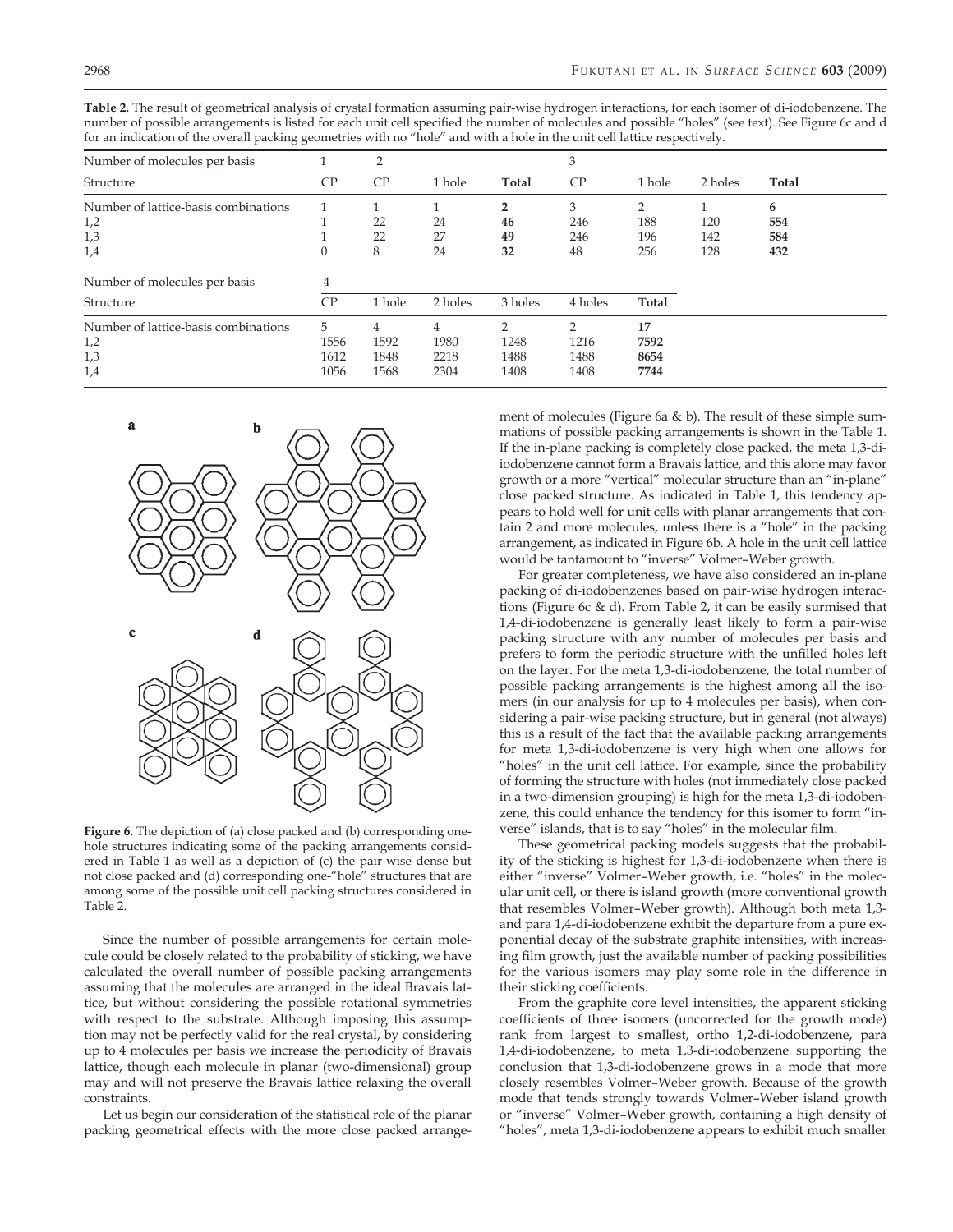**Table 2.** The result of geometrical analysis of crystal formation assuming pair-wise hydrogen interactions, for each isomer of di-iodobenzene. The number of possible arrangements is listed for each unit cell specified the number of molecules and possible "holes" (see text). See Figure 6c and d for an indication of the overall packing geometries with no "hole" and with a hole in the unit cell lattice respectively.

| Number of molecules per basis | 1 | 2 | | | 3 | | | |
|---|---|---|---|---|---|---|---|---|
| Structure | CP | CP | 1 hole | **Total** | CP | 1 hole | 2 holes | **Total** |
| Number of lattice-basis combinations | 1 | 1 | 1 | **2** | 3 | 2 | 1 | **6** |
| 1,2 | 1 | 22 | 24 | **46** | 246 | 188 | 120 | **554** |
| 1,3 | 1 | 22 | 27 | **49** | 246 | 196 | 142 | **584** |
| 1,4 | 0 | 8 | 24 | **32** | 48 | 256 | 128 | **432** |

| Number of molecules per basis | 4 | | | | | |
|---|---|---|---|---|---|---|
| Structure | CP | 1 hole | 2 holes | 3 holes | 4 holes | **Total** |
| Number of lattice-basis combinations | 5 | 4 | 4 | 2 | 2 | **17** |
| 1,2 | 1556 | 1592 | 1980 | 1248 | 1216 | **7592** |
| 1,3 | 1612 | 1848 | 2218 | 1488 | 1488 | **8654** |
| 1,4 | 1056 | 1568 | 2304 | 1408 | 1408 | **7744** |

**Figure 6.** The depiction of (a) close packed and (b) corresponding one-hole structures indicating some of the packing arrangements considered in Table 1 as well as a depiction of (c) the pair-wise dense but not close packed and (d) corresponding one-"hole" structures that are among some of the possible unit cell packing structures considered in Table 2.

Since the number of possible arrangements for certain molecule could be closely related to the probability of sticking, we have calculated the overall number of possible packing arrangements assuming that the molecules are arranged in the ideal Bravais lattice, but without considering the possible rotational symmetries with respect to the substrate. Although imposing this assumption may not be perfectly valid for the real crystal, by considering up to 4 molecules per basis we increase the periodicity of Bravais lattice, though each molecule in planar (two-dimensional) group may and will not preserve the Bravais lattice relaxing the overall constraints.

Let us begin our consideration of the statistical role of the planar packing geometrical effects with the more close packed arrangement of molecules (Figure 6a & b). The result of these simple summations of possible packing arrangements is shown in the Table 1. If the in-plane packing is completely close packed, the meta 1,3-di-iodobenzene cannot form a Bravais lattice, and this alone may favor growth or a more "vertical" molecular structure than an "in-plane" close packed structure. As indicated in Table 1, this tendency appears to hold well for unit cells with planar arrangements that contain 2 and more molecules, unless there is a "hole" in the packing arrangement, as indicated in Figure 6b. A hole in the unit cell lattice would be tantamount to "inverse" Volmer–Weber growth.

For greater completeness, we have also considered an in-plane packing of di-iodobenzenes based on pair-wise hydrogen interactions (Figure 6c & d). From Table 2, it can be easily surmised that 1,4-di-iodobenzene is generally least likely to form a pair-wise packing structure with any number of molecules per basis and prefers to form the periodic structure with the unfilled holes left on the layer. For the meta 1,3-di-iodobenzene, the total number of possible packing arrangements is the highest among all the isomers (in our analysis for up to 4 molecules per basis), when considering a pair-wise packing structure, but in general (not always) this is a result of the fact that the available packing arrangements for meta 1,3-di-iodobenzene is very high when one allows for "holes" in the unit cell lattice. For example, since the probability of forming the structure with holes (not immediately close packed in a two-dimension grouping) is high for the meta 1,3-di-iodobenzene, this could enhance the tendency for this isomer to form "inverse" islands, that is to say "holes" in the molecular film.

These geometrical packing models suggests that the probability of the sticking is highest for 1,3-di-iodobenzene when there is either "inverse" Volmer–Weber growth, i.e. "holes" in the molecular unit cell, or there is island growth (more conventional growth that resembles Volmer–Weber growth). Although both meta 1,3- and para 1,4-di-iodobenzene exhibit the departure from a pure exponential decay of the substrate graphite intensities, with increasing film growth, just the available number of packing possibilities for the various isomers may play some role in the difference in their sticking coefficients.

From the graphite core level intensities, the apparent sticking coefficients of three isomers (uncorrected for the growth mode) rank from largest to smallest, ortho 1,2-di-iodobenzene, para 1,4-di-iodobenzene, to meta 1,3-di-iodobenzene supporting the conclusion that 1,3-di-iodobenzene grows in a mode that more closely resembles Volmer–Weber growth. Because of the growth mode that tends strongly towards Volmer–Weber island growth or "inverse" Volmer–Weber growth, containing a high density of "holes", meta 1,3-di-iodobenzene appears to exhibit much smaller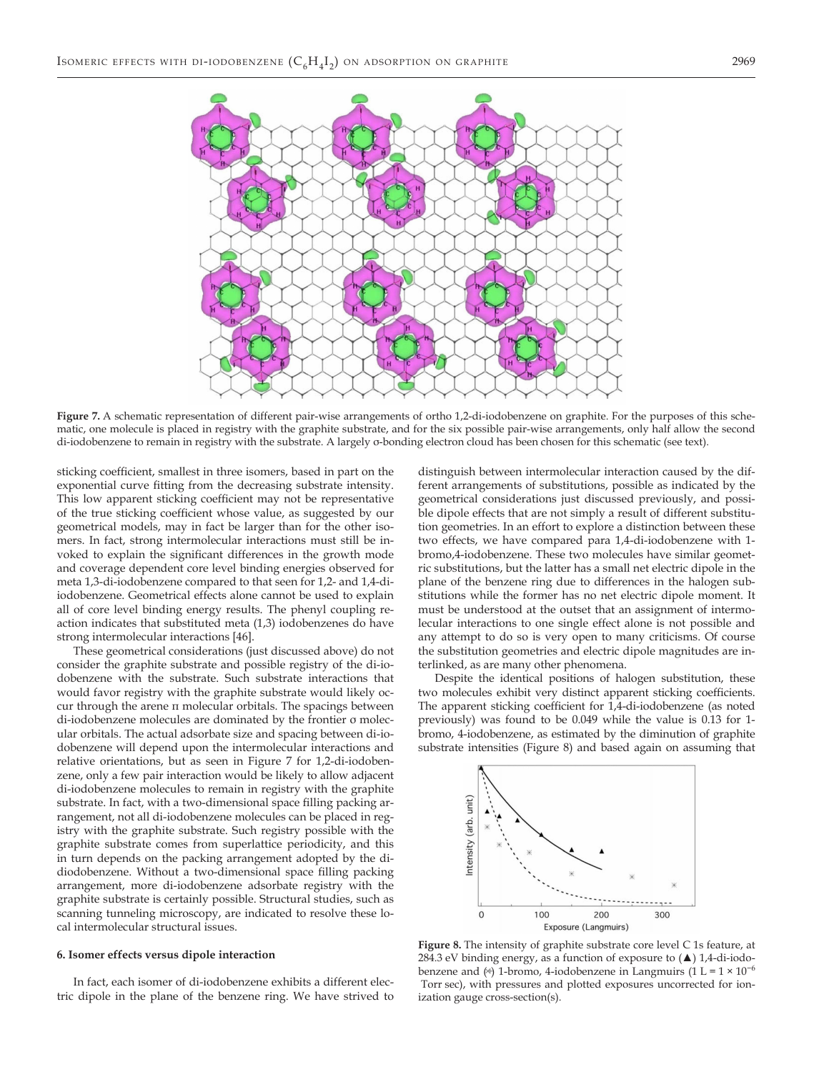**Figure 7.** A schematic representation of different pair-wise arrangements of ortho 1,2-di-iodobenzene on graphite. For the purposes of this schematic, one molecule is placed in registry with the graphite substrate, and for the six possible pair-wise arrangements, only half allow the second di-iodobenzene to remain in registry with the substrate. A largely σ-bonding electron cloud has been chosen for this schematic (see text).

sticking coefficient, smallest in three isomers, based in part on the exponential curve fitting from the decreasing substrate intensity. This low apparent sticking coefficient may not be representative of the true sticking coefficient whose value, as suggested by our geometrical models, may in fact be larger than for the other isomers. In fact, strong intermolecular interactions must still be invoked to explain the significant differences in the growth mode and coverage dependent core level binding energies observed for meta 1,3-di-iodobenzene compared to that seen for 1,2- and 1,4-di-iodobenzene. Geometrical effects alone cannot be used to explain all of core level binding energy results. The phenyl coupling reaction indicates that substituted meta (1,3) iodobenzenes do have strong intermolecular interactions [46].

These geometrical considerations (just discussed above) do not consider the graphite substrate and possible registry of the di-iodobenzene with the substrate. Such substrate interactions that would favor registry with the graphite substrate would likely occur through the arene π molecular orbitals. The spacings between di-iodobenzene molecules are dominated by the frontier σ molecular orbitals. The actual adsorbate size and spacing between di-iodobenzene will depend upon the intermolecular interactions and relative orientations, but as seen in Figure 7 for 1,2-di-iodobenzene, only a few pair interaction would be likely to allow adjacent di-iodobenzene molecules to remain in registry with the graphite substrate. In fact, with a two-dimensional space filling packing arrangement, not all di-iodobenzene molecules can be placed in registry with the graphite substrate. Such registry possible with the graphite substrate comes from superlattice periodicity, and this in turn depends on the packing arrangement adopted by the di-diodobenzene. Without a two-dimensional space filling packing arrangement, more di-iodobenzene adsorbate registry with the graphite substrate is certainly possible. Structural studies, such as scanning tunneling microscopy, are indicated to resolve these local intermolecular structural issues.

#### 6. Isomer effects versus dipole interaction

In fact, each isomer of di-iodobenzene exhibits a different electric dipole in the plane of the benzene ring. We have strived to distinguish between intermolecular interaction caused by the different arrangements of substitutions, possible as indicated by the geometrical considerations just discussed previously, and possible dipole effects that are not simply a result of different substitution geometries. In an effort to explore a distinction between these two effects, we have compared para 1,4-di-iodobenzene with 1-bromo,4-iodobenzene. These two molecules have similar geometric substitutions, but the latter has a small net electric dipole in the plane of the benzene ring due to differences in the halogen substitutions while the former has no net electric dipole moment. It must be understood at the outset that an assignment of intermolecular interactions to one single effect alone is not possible and any attempt to do so is very open to many criticisms. Of course the substitution geometries and electric dipole magnitudes are interlinked, as are many other phenomena.

Despite the identical positions of halogen substitution, these two molecules exhibit very distinct apparent sticking coefficients. The apparent sticking coefficient for 1,4-di-iodobenzene (as noted previously) was found to be 0.049 while the value is 0.13 for 1-bromo, 4-iodobenzene, as estimated by the diminution of graphite substrate intensities (Figure 8) and based again on assuming that

**Figure 8.** The intensity of graphite substrate core level C 1s feature, at 284.3 eV binding energy, as a function of exposure to (▲) 1,4-di-iodobenzene and (*) 1-bromo, 4-iodobenzene in Langmuirs (1 L = 1 × $10^{-6}$ Torr sec), with pressures and plotted exposures uncorrected for ionization gauge cross-section(s).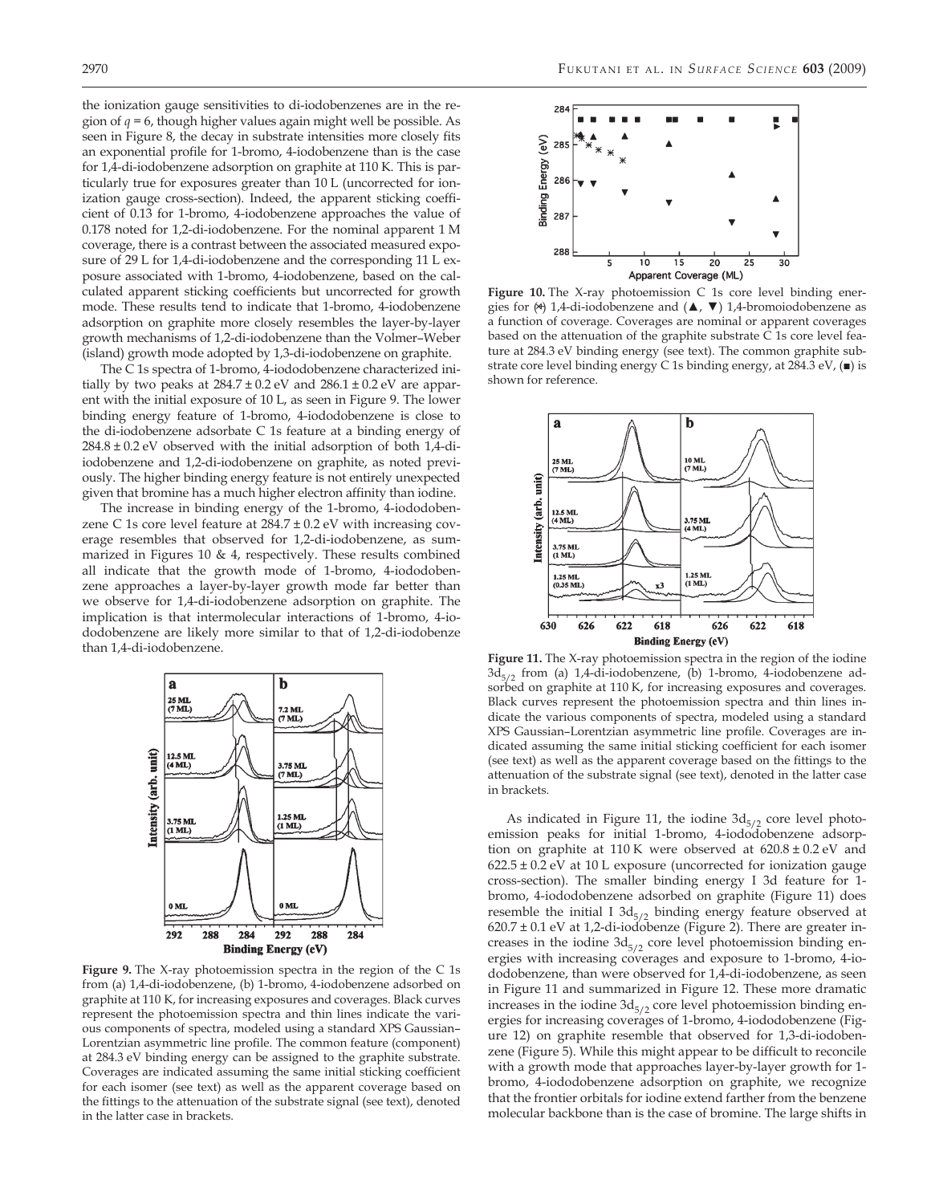the ionization gauge sensitivities to di-iodobenzenes are in the region of $q = 6$, though higher values again might well be possible. As seen in Figure 8, the decay in substrate intensities more closely fits an exponential profile for 1-bromo, 4-iodobenzene than is the case for 1,4-di-iodobenzene adsorption on graphite at 110 K. This is particularly true for exposures greater than 10 L (uncorrected for ionization gauge cross-section). Indeed, the apparent sticking coefficient of 0.13 for 1-bromo, 4-iodobenzene approaches the value of 0.178 noted for 1,2-di-iodobenzene. For the nominal apparent 1 M coverage, there is a contrast between the associated measured exposure of 29 L for 1,4-di-iodobenzene and the corresponding 11 L exposure associated with 1-bromo, 4-iodobenzene, based on the calculated apparent sticking coefficients but uncorrected for growth mode. These results tend to indicate that 1-bromo, 4-iodobenzene adsorption on graphite more closely resembles the layer-by-layer growth mechanisms of 1,2-di-iodobenzene than the Volmer–Weber (island) growth mode adopted by 1,3-di-iodobenzene on graphite.

The C 1s spectra of 1-bromo, 4-iodobenzene characterized initially by two peaks at 284.7 ± 0.2 eV and 286.1 ± 0.2 eV are apparent with the initial exposure of 10 L, as seen in Figure 9. The lower binding energy feature of 1-bromo, 4-iodobenzene is close to the di-iodobenzene adsorbate C 1s feature at a binding energy of 284.8 ± 0.2 eV observed with the initial adsorption of both 1,4-di-iodobenzene and 1,2-di-iodobenzene on graphite, as noted previously. The higher binding energy feature is not entirely unexpected given that bromine has a much higher electron affinity than iodine.

The increase in binding energy of the 1-bromo, 4-iodobenzene C 1s core level feature at 284.7 ± 0.2 eV with increasing coverage resembles that observed for 1,2-di-iodobenzene, as summarized in Figures 10 & 4, respectively. These results combined all indicate that the growth mode of 1-bromo, 4-iodobenzene approaches a layer-by-layer growth mode far better than we observe for 1,4-di-iodobenzene adsorption on graphite. The implication is that intermolecular interactions of 1-bromo, 4-iodobenzene are likely more similar to that of 1,2-di-iodobenze than 1,4-di-iodobenzene.

**Figure 9.** The X-ray photoemission spectra in the region of the C 1s from (a) 1,4-di-iodobenzene, (b) 1-bromo, 4-iodobenzene adsorbed on graphite at 110 K, for increasing exposures and coverages. Black curves represent the photoemission spectra and thin lines indicate the various components of spectra, modeled using a standard XPS Gaussian–Lorentzian asymmetric line profile. The common feature (component) at 284.3 eV binding energy can be assigned to the graphite substrate. Coverages are indicated assuming the same initial sticking coefficient for each isomer (see text) as well as the apparent coverage based on the fittings to the attenuation of the substrate signal (see text), denoted in the latter case in brackets.

**Figure 10.** The X-ray photoemission C 1s core level binding energies for (∗) 1,4-di-iodobenzene and (▲, ▼) 1,4-bromoiodobenzene as a function of coverage. Coverages are nominal or apparent coverages based on the attenuation of the graphite substrate C 1s core level feature at 284.3 eV binding energy (see text). The common graphite substrate core level binding energy C 1s binding energy, at 284.3 eV, (■) is shown for reference.

**Figure 11.** The X-ray photoemission spectra in the region of the iodine $3d_{5/2}$ from (a) 1,4-di-iodobenzene, (b) 1-bromo, 4-iodobenzene adsorbed on graphite at 110 K, for increasing exposures and coverages. Black curves represent the photoemission spectra and thin lines indicate the various components of spectra, modeled using a standard XPS Gaussian–Lorentzian asymmetric line profile. Coverages are indicated assuming the same initial sticking coefficient for each isomer (see text) as well as the apparent coverage based on the fittings to the attenuation of the substrate signal (see text), denoted in the latter case in brackets.

As indicated in Figure 11, the iodine $3d_{5/2}$ core level photoemission peaks for initial 1-bromo, 4-iodobenzene adsorption on graphite at 110 K were observed at 620.8 ± 0.2 eV and 622.5 ± 0.2 eV at 10 L exposure (uncorrected for ionization gauge cross-section). The smaller binding energy I 3d feature for 1-bromo, 4-iodobenzene adsorbed on graphite (Figure 11) does resemble the initial I $3d_{5/2}$ binding energy feature observed at 620.7 ± 0.1 eV at 1,2-di-iodobenze (Figure 2). There are greater increases in the iodine $3d_{5/2}$ core level photoemission binding energies with increasing coverages and exposure to 1-bromo, 4-iodobenzene, than were observed for 1,4-di-iodobenzene, as seen in Figure 11 and summarized in Figure 12. These more dramatic increases in the iodine $3d_{5/2}$ core level photoemission binding energies for increasing coverages of 1-bromo, 4-iodobenzene (Figure 12) on graphite resemble that observed for 1,3-di-iodobenzene (Figure 5). While this might appear to be difficult to reconcile with a growth mode that approaches layer-by-layer growth for 1-bromo, 4-iodobenzene adsorption on graphite, we recognize that the frontier orbitals for iodine extend farther from the benzene molecular backbone than is the case of bromine. The large shifts in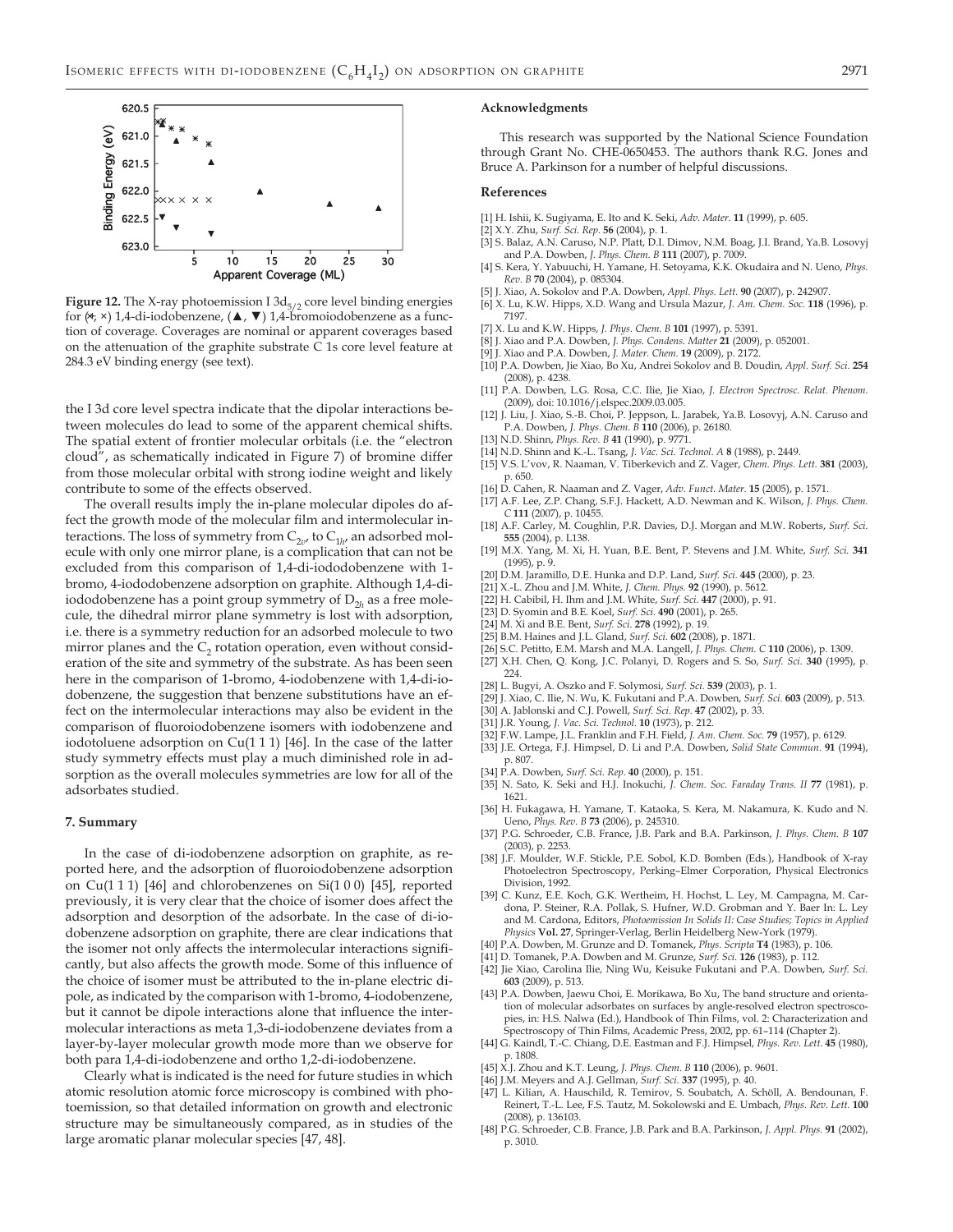620.5
621.0
621.5
622.0
622.5
623.0
Binding Energy (eV)
5
10
15
20
25
30
Apparent Coverage (ML)

**Figure 12.** The X-ray photoemission I $3d_{5/2}$ core level binding energies for (✱, ×) 1,4-di-iodobenzene, (▲, ▼) 1,4-bromoiodobenzene as a function of coverage. Coverages are nominal or apparent coverages based on the attenuation of the graphite substrate C 1s core level feature at 284.3 eV binding energy (see text).

the I 3d core level spectra indicate that the dipolar interactions between molecules do lead to some of the apparent chemical shifts. The spatial extent of frontier molecular orbitals (i.e. the "electron cloud", as schematically indicated in Figure 7) of bromine differ from those molecular orbital with strong iodine weight and likely contribute to some of the effects observed.

The overall results imply the in-plane molecular dipoles do affect the growth mode of the molecular film and intermolecular interactions. The loss of symmetry from $C_{2v}$, to $C_{1h}$, an adsorbed molecule with only one mirror plane, is a complication that can not be excluded from this comparison of 1,4-di-iodododobenzene with 1-bromo, 4-iodododobenzene adsorption on graphite. Although 1,4-di-iodododobenzene has a point group symmetry of $D_{2h}$ as a free molecule, the dihedral mirror plane symmetry is lost with adsorption, i.e. there is a symmetry reduction for an adsorbed molecule to two mirror planes and the $C_2$ rotation operation, even without consideration of the site and symmetry of the substrate. As has been seen here in the comparison of 1-bromo, 4-iodobenzene with 1,4-di-iodobenzene, the suggestion that benzene substitutions have an effect on the intermolecular interactions may also be evident in the comparison of fluoroiodobenzene isomers with iodobenzene and iodotoluene adsorption on Cu(1 1 1) [46]. In the case of the latter study symmetry effects must play a much diminished role in adsorption as the overall molecules symmetries are low for all of the adsorbates studied.

## 7. Summary

In the case of di-iodobenzene adsorption on graphite, as reported here, and the adsorption of fluoroiodobenzene adsorption on Cu(1 1 1) [46] and chlorobenzenes on Si(1 0 0) [45], reported previously, it is very clear that the choice of isomer does affect the adsorption and desorption of the adsorbate. In the case of di-iodobenzene adsorption on graphite, there are clear indications that the isomer not only affects the intermolecular interactions significantly, but also affects the growth mode. Some of this influence of the choice of isomer must be attributed to the in-plane electric dipole, as indicated by the comparison with 1-bromo, 4-iodobenzene, but it cannot be dipole interactions alone that influence the intermolecular interactions as meta 1,3-di-iodobenzene deviates from a layer-by-layer molecular growth mode more than we observe for both para 1,4-di-iodobenzene and ortho 1,2-di-iodobenzene.

Clearly what is indicated is the need for future studies in which atomic resolution atomic force microscopy is combined with photoemission, so that detailed information on growth and electronic structure may be simultaneously compared, as in studies of the large aromatic planar molecular species [47, 48].

### Acknowledgments

This research was supported by the National Science Foundation through Grant No. CHE-0650453. The authors thank R.G. Jones and Bruce A. Parkinson for a number of helpful discussions.

### References

[1] H. Ishii, K. Sugiyama, E. Ito and K. Seki, *Adv. Mater.* **11** (1999), p. 605.
[2] X.Y. Zhu, *Surf. Sci. Rep.* **56** (2004), p. 1.
[3] S. Balaz, A.N. Caruso, N.P. Platt, D.I. Dimov, N.M. Boag, J.I. Brand, Ya.B. Losovyj and P.A. Dowben, *J. Phys. Chem. B* **111** (2007), p. 7009.
[4] S. Kera, Y. Yabuuchi, H. Yamane, H. Setoyama, K.K. Okudaira and N. Ueno, *Phys. Rev. B* **70** (2004), p. 085304.
[5] J. Xiao, A. Sokolov and P.A. Dowben, *Appl. Phys. Lett.* **90** (2007), p. 242907.
[6] X. Lu, K.W. Hipps, X.D. Wang and Ursula Mazur, *J. Am. Chem. Soc.* **118** (1996), p. 7197.
[7] X. Lu and K.W. Hipps, *J. Phys. Chem. B* **101** (1997), p. 5391.
[8] J. Xiao and P.A. Dowben, *J. Phys. Condens. Matter* **21** (2009), p. 052001.
[9] J. Xiao and P.A. Dowben, *J. Mater. Chem.* **19** (2009), p. 2172.
[10] P.A. Dowben, Jie Xiao, Bo Xu, Andrei Sokolov and B. Doudin, *Appl. Surf. Sci.* **254** (2008), p. 4238.
[11] P.A. Dowben, L.G. Rosa, C.C. Ilie, Jie Xiao, *J. Electron Spectrosc. Relat. Phenom.* (2009), doi: 10.1016/j.elspec.2009.03.005.
[12] J. Liu, J. Xiao, S.-B. Choi, P. Jeppson, L. Jarabek, Ya.B. Losovyj, A.N. Caruso and P.A. Dowben, *J. Phys. Chem. B* **110** (2006), p. 26180.
[13] N.D. Shinn, *Phys. Rev. B* **41** (1990), p. 9771.
[14] N.D. Shinn and K.-L. Tsang, *J. Vac. Sci. Technol. A* **8** (1988), p. 2449.
[15] V.S. L'vov, R. Naaman, V. Tiberkevich and Z. Vager, *Chem. Phys. Lett.* **381** (2003), p. 650.
[16] D. Cahen, R. Naaman and Z. Vager, *Adv. Funct. Mater.* **15** (2005), p. 1571.
[17] A.F. Lee, Z.P. Chang, S.F.J. Hackett, A.D. Newman and K. Wilson, *J. Phys. Chem. C* **111** (2007), p. 10455.
[18] A.F. Carley, M. Coughlin, P.R. Davies, D.J. Morgan and M.W. Roberts, *Surf. Sci.* **555** (2004), p. L138.
[19] M.X. Yang, M. Xi, H. Yuan, B.E. Bent, P. Stevens and J.M. White, *Surf. Sci.* **341** (1995), p. 9.
[20] D.M. Jaramillo, D.E. Hunka and D.P. Land, *Surf. Sci.* **445** (2000), p. 23.
[21] X.-L. Zhou and J.M. White, *J. Chem. Phys.* **92** (1990), p. 5612.
[22] H. Cabibil, H. Ihm and J.M. White, *Surf. Sci.* **447** (2000), p. 91.
[23] D. Syomin and B.E. Koel, *Surf. Sci.* **490** (2001), p. 265.
[24] M. Xi and B.E. Bent, *Surf. Sci.* **278** (1992), p. 19.
[25] B.M. Haines and J.L. Gland, *Surf. Sci.* **602** (2008), p. 1871.
[26] S.C. Petitto, E.M. Marsh and M.A. Langell, *J. Phys. Chem. C* **110** (2006), p. 1309.
[27] X.H. Chen, Q. Kong, J.C. Polanyi, D. Rogers and S. So, *Surf. Sci.* **340** (1995), p. 224.
[28] L. Bugyi, A. Oszko and F. Solymosi, *Surf. Sci.* **539** (2003), p. 1.
[29] J. Xiao, C. Ilie, N. Wu, K. Fukutani and P.A. Dowben, *Surf. Sci.* **603** (2009), p. 513.
[30] A. Jablonski and C.J. Powell, *Surf. Sci. Rep.* **47** (2002), p. 33.
[31] J.R. Young, *J. Vac. Sci. Technol.* **10** (1973), p. 212.
[32] F.W. Lampe, J.L. Franklin and F.H. Field, *J. Am. Chem. Soc.* **79** (1957), p. 6129.
[33] J.E. Ortega, F.J. Himpsel, D. Li and P.A. Dowben, *Solid State Commun.* **91** (1994), p. 807.
[34] P.A. Dowben, *Surf. Sci. Rep.* **40** (2000), p. 151.
[35] N. Sato, K. Seki and H.J. Inokuchi, *J. Chem. Soc. Faraday Trans. II* **77** (1981), p. 1621.
[36] H. Fukagawa, H. Yamane, T. Kataoka, S. Kera, M. Nakamura, K. Kudo and N. Ueno, *Phys. Rev. B* **73** (2006), p. 245310.
[37] P.G. Schroeder, C.B. France, J.B. Park and B.A. Parkinson, *J. Phys. Chem. B* **107** (2003), p. 2253.
[38] J.F. Moulder, W.F. Stickle, P.E. Sobol, K.D. Bomben (Eds.), Handbook of X-ray Photoelectron Spectroscopy, Perking–Elmer Corporation, Physical Electronics Division, 1992.
[39] C. Kunz, E.E. Koch, G.K. Wertheim, H. Hochst, L. Ley, M. Campagna, M. Cardona, P. Steiner, R.A. Pollak, S. Hufner, W.D. Grobman and Y. Baer In: L. Ley and M. Cardona, Editors, *Photoemission In Solids II: Case Studies; Topics in Applied Physics* **Vol. 27**, Springer-Verlag, Berlin Heidelberg New-York (1979).
[40] P.A. Dowben, M. Grunze and D. Tomanek, *Phys. Scripta* **T4** (1983), p. 106.
[41] D. Tomanek, P.A. Dowben and M. Grunze, *Surf. Sci.* **126** (1983), p. 112.
[42] Jie Xiao, Carolina Ilie, Ning Wu, Keisuke Fukutani and P.A. Dowben, *Surf. Sci.* **603** (2009), p. 513.
[43] P.A. Dowben, Jaewu Choi, E. Morikawa, Bo Xu, The band structure and orientation of molecular adsorbates on surfaces by angle-resolved electron spectroscopies, in: H.S. Nalwa (Ed.), Handbook of Thin Films, vol. 2: Characterization and Spectroscopy of Thin Films, Academic Press, 2002, pp. 61–114 (Chapter 2).
[44] G. Kaindl, T.-C. Chiang, D.E. Eastman and F.J. Himpsel, *Phys. Rev. Lett.* **45** (1980), p. 1808.
[45] X.J. Zhou and K.T. Leung, *J. Phys. Chem. B* **110** (2006), p. 9601.
[46] J.M. Meyers and A.J. Gellman, *Surf. Sci.* **337** (1995), p. 40.
[47] L. Kilian, A. Hauschild, R. Temirov, S. Soubatch, A. Schöll, A. Bendounan, F. Reinert, T.-L. Lee, F.S. Tautz, M. Sokolowski and E. Umbach, *Phys. Rev. Lett.* **100** (2008), p. 136103.
[48] P.G. Schroeder, C.B. France, J.B. Park and B.A. Parkinson, *J. Appl. Phys.* **91** (2002), p. 3010.